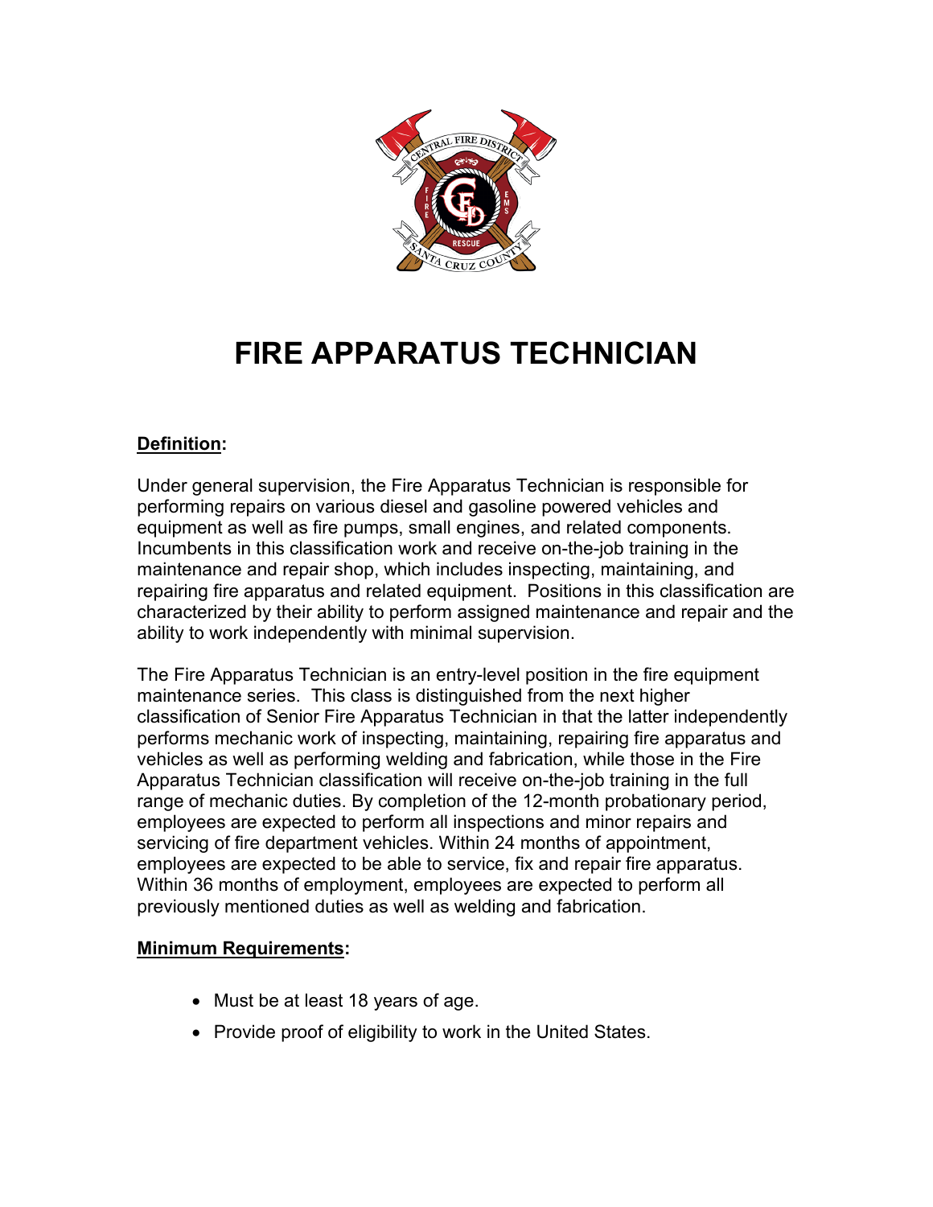# FIRE APPARATUS TECHNICIAN

**Definition:**

Under general supervision, the Fire Apparatus Technician is responsible for performing repairs on various diesel and gasoline powered vehicles and equipment as well as fire pumps, small engines, and related components. Incumbents in this classification work and receive on-the-job training in the maintenance and repair shop, which includes inspecting, maintaining, and repairing fire apparatus and related equipment. Positions in this classification are characterized by their ability to perform assigned maintenance and repair and the ability to work independently with minimal supervision.

The Fire Apparatus Technician is an entry-level position in the fire equipment maintenance series. This class is distinguished from the next higher classification of Senior Fire Apparatus Technician in that the latter independently performs mechanic work of inspecting, maintaining, repairing fire apparatus and vehicles as well as performing welding and fabrication, while those in the Fire Apparatus Technician classification will receive on-the-job training in the full range of mechanic duties. By completion of the 12-month probationary period, employees are expected to perform all inspections and minor repairs and servicing of fire department vehicles. Within 24 months of appointment, employees are expected to be able to service, fix and repair fire apparatus. Within 36 months of employment, employees are expected to perform all previously mentioned duties as well as welding and fabrication.

**Minimum Requirements:**

- Must be at least 18 years of age.
- Provide proof of eligibility to work in the United States.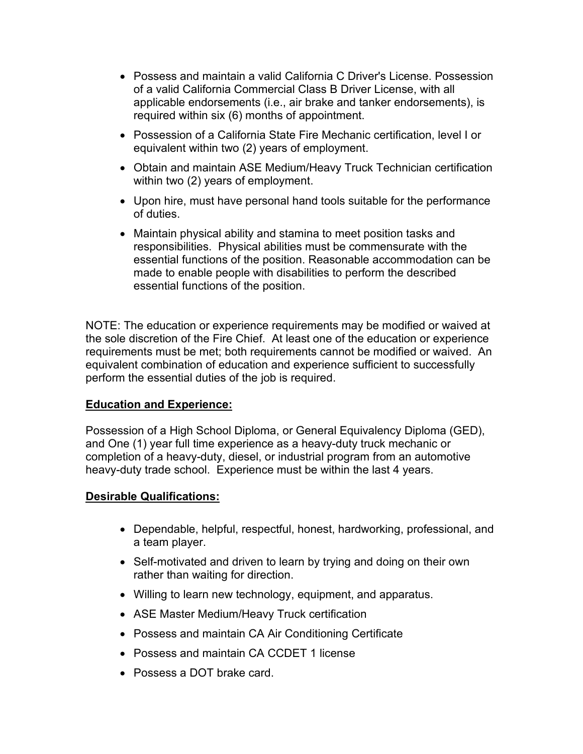- Possess and maintain a valid California C Driver's License. Possession of a valid California Commercial Class B Driver License, with all applicable endorsements (i.e., air brake and tanker endorsements), is required within six (6) months of appointment.
- Possession of a California State Fire Mechanic certification, level I or equivalent within two (2) years of employment.
- Obtain and maintain ASE Medium/Heavy Truck Technician certification within two (2) years of employment.
- Upon hire, must have personal hand tools suitable for the performance of duties.
- Maintain physical ability and stamina to meet position tasks and responsibilities. Physical abilities must be commensurate with the essential functions of the position. Reasonable accommodation can be made to enable people with disabilities to perform the described essential functions of the position.

NOTE: The education or experience requirements may be modified or waived at the sole discretion of the Fire Chief. At least one of the education or experience requirements must be met; both requirements cannot be modified or waived. An equivalent combination of education and experience sufficient to successfully perform the essential duties of the job is required.

**Education and Experience:**

Possession of a High School Diploma, or General Equivalency Diploma (GED), and One (1) year full time experience as a heavy-duty truck mechanic or completion of a heavy-duty, diesel, or industrial program from an automotive heavy-duty trade school. Experience must be within the last 4 years.

**Desirable Qualifications:**

- Dependable, helpful, respectful, honest, hardworking, professional, and a team player.
- Self-motivated and driven to learn by trying and doing on their own rather than waiting for direction.
- Willing to learn new technology, equipment, and apparatus.
- ASE Master Medium/Heavy Truck certification
- Possess and maintain CA Air Conditioning Certificate
- Possess and maintain CA CCDET 1 license
- Possess a DOT brake card.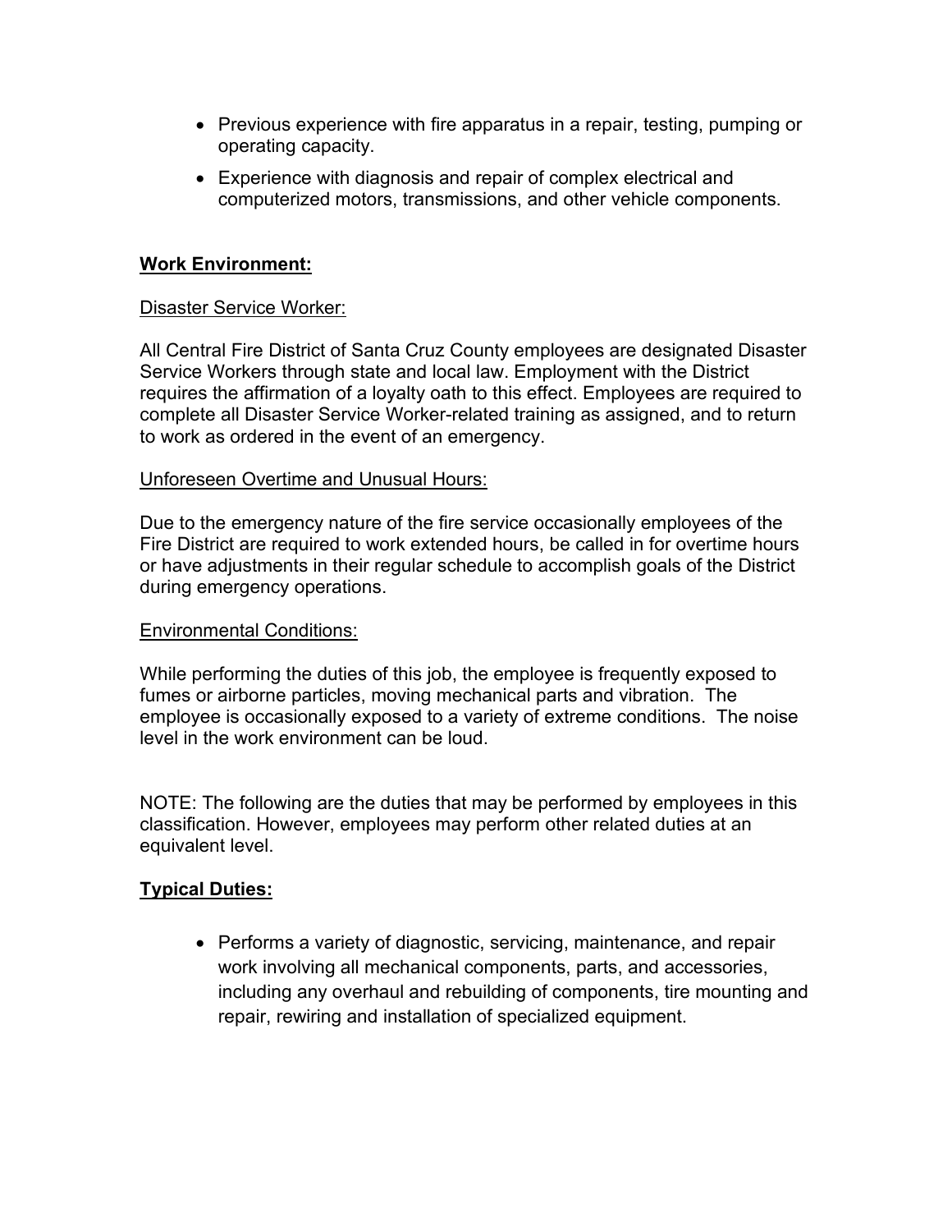- Previous experience with fire apparatus in a repair, testing, pumping or operating capacity.
- Experience with diagnosis and repair of complex electrical and computerized motors, transmissions, and other vehicle components.

**Work Environment:**

Disaster Service Worker:

All Central Fire District of Santa Cruz County employees are designated Disaster Service Workers through state and local law. Employment with the District requires the affirmation of a loyalty oath to this effect. Employees are required to complete all Disaster Service Worker-related training as assigned, and to return to work as ordered in the event of an emergency.

Unforeseen Overtime and Unusual Hours:

Due to the emergency nature of the fire service occasionally employees of the Fire District are required to work extended hours, be called in for overtime hours or have adjustments in their regular schedule to accomplish goals of the District during emergency operations.

Environmental Conditions:

While performing the duties of this job, the employee is frequently exposed to fumes or airborne particles, moving mechanical parts and vibration. The employee is occasionally exposed to a variety of extreme conditions. The noise level in the work environment can be loud.

NOTE: The following are the duties that may be performed by employees in this classification. However, employees may perform other related duties at an equivalent level.

**Typical Duties:**

- Performs a variety of diagnostic, servicing, maintenance, and repair work involving all mechanical components, parts, and accessories, including any overhaul and rebuilding of components, tire mounting and repair, rewiring and installation of specialized equipment.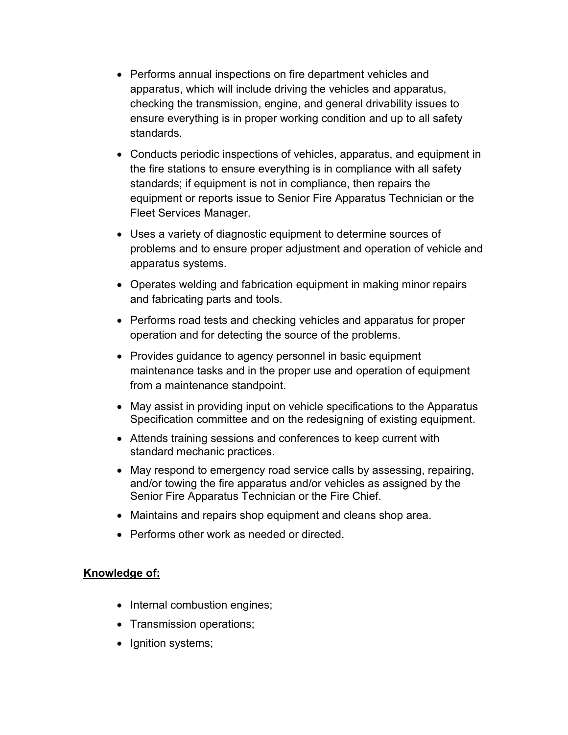- Performs annual inspections on fire department vehicles and apparatus, which will include driving the vehicles and apparatus, checking the transmission, engine, and general drivability issues to ensure everything is in proper working condition and up to all safety standards.
- Conducts periodic inspections of vehicles, apparatus, and equipment in the fire stations to ensure everything is in compliance with all safety standards; if equipment is not in compliance, then repairs the equipment or reports issue to Senior Fire Apparatus Technician or the Fleet Services Manager.
- Uses a variety of diagnostic equipment to determine sources of problems and to ensure proper adjustment and operation of vehicle and apparatus systems.
- Operates welding and fabrication equipment in making minor repairs and fabricating parts and tools.
- Performs road tests and checking vehicles and apparatus for proper operation and for detecting the source of the problems.
- Provides guidance to agency personnel in basic equipment maintenance tasks and in the proper use and operation of equipment from a maintenance standpoint.
- May assist in providing input on vehicle specifications to the Apparatus Specification committee and on the redesigning of existing equipment.
- Attends training sessions and conferences to keep current with standard mechanic practices.
- May respond to emergency road service calls by assessing, repairing, and/or towing the fire apparatus and/or vehicles as assigned by the Senior Fire Apparatus Technician or the Fire Chief.
- Maintains and repairs shop equipment and cleans shop area.
- Performs other work as needed or directed.

**Knowledge of:**

- Internal combustion engines;
- Transmission operations;
- Ignition systems;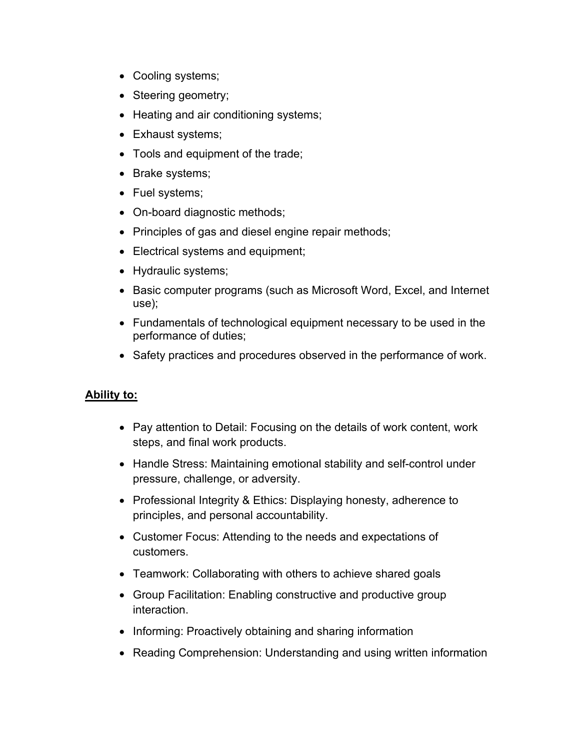- Cooling systems;
- Steering geometry;
- Heating and air conditioning systems;
- Exhaust systems;
- Tools and equipment of the trade;
- Brake systems;
- Fuel systems;
- On-board diagnostic methods;
- Principles of gas and diesel engine repair methods;
- Electrical systems and equipment;
- Hydraulic systems;
- Basic computer programs (such as Microsoft Word, Excel, and Internet use);
- Fundamentals of technological equipment necessary to be used in the performance of duties;
- Safety practices and procedures observed in the performance of work.

**Ability to:**

- Pay attention to Detail: Focusing on the details of work content, work steps, and final work products.
- Handle Stress: Maintaining emotional stability and self-control under pressure, challenge, or adversity.
- Professional Integrity & Ethics: Displaying honesty, adherence to principles, and personal accountability.
- Customer Focus: Attending to the needs and expectations of customers.
- Teamwork: Collaborating with others to achieve shared goals
- Group Facilitation: Enabling constructive and productive group interaction.
- Informing: Proactively obtaining and sharing information
- Reading Comprehension: Understanding and using written information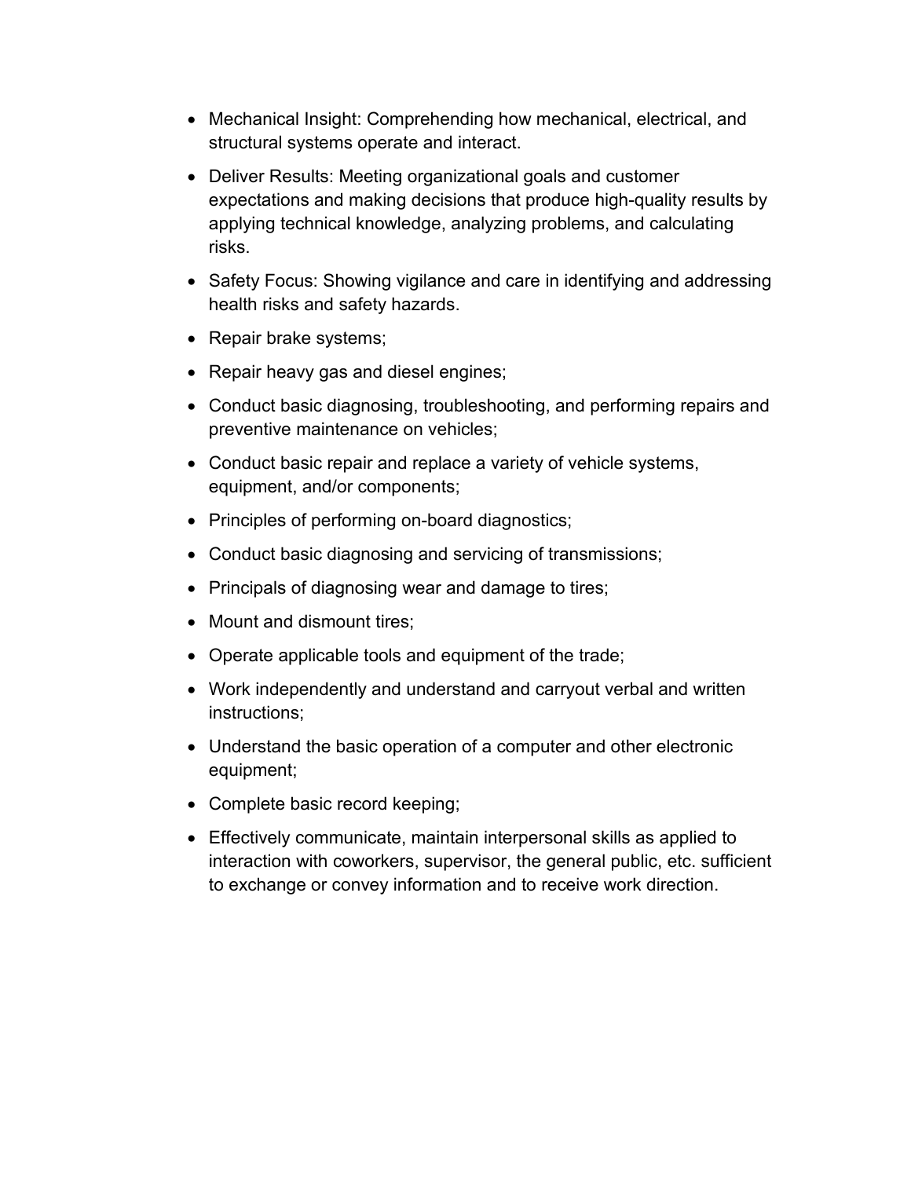- Mechanical Insight: Comprehending how mechanical, electrical, and structural systems operate and interact.
- Deliver Results: Meeting organizational goals and customer expectations and making decisions that produce high-quality results by applying technical knowledge, analyzing problems, and calculating risks.
- Safety Focus: Showing vigilance and care in identifying and addressing health risks and safety hazards.
- Repair brake systems;
- Repair heavy gas and diesel engines;
- Conduct basic diagnosing, troubleshooting, and performing repairs and preventive maintenance on vehicles;
- Conduct basic repair and replace a variety of vehicle systems, equipment, and/or components;
- Principles of performing on-board diagnostics;
- Conduct basic diagnosing and servicing of transmissions;
- Principals of diagnosing wear and damage to tires;
- Mount and dismount tires;
- Operate applicable tools and equipment of the trade;
- Work independently and understand and carryout verbal and written instructions;
- Understand the basic operation of a computer and other electronic equipment;
- Complete basic record keeping;
- Effectively communicate, maintain interpersonal skills as applied to interaction with coworkers, supervisor, the general public, etc. sufficient to exchange or convey information and to receive work direction.